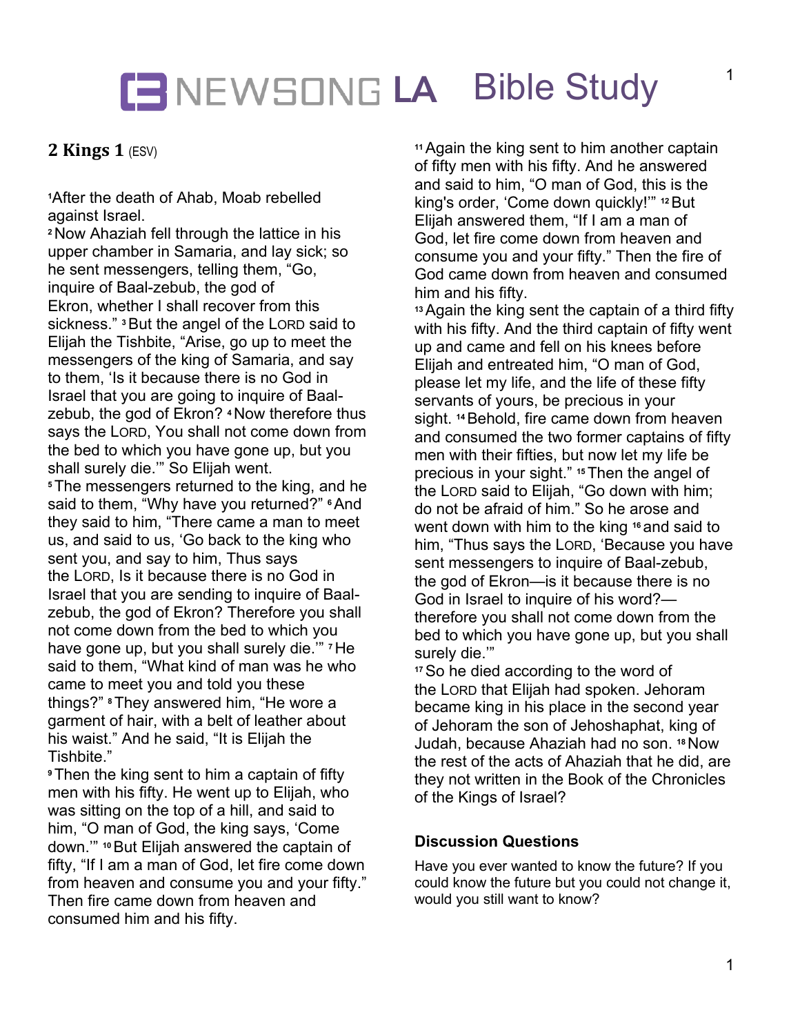# NEWSONG LA Bible Study

## 2 Kings 1 (ESV)

[1]After the death of Ahab, Moab rebelled against Israel.

[2] Now Ahaziah fell through the lattice in his upper chamber in Samaria, and lay sick; so he sent messengers, telling them, "Go, inquire of Baal-zebub, the god of Ekron, whether I shall recover from this sickness." [3] But the angel of the LORD said to Elijah the Tishbite, "Arise, go up to meet the messengers of the king of Samaria, and say to them, 'Is it because there is no God in Israel that you are going to inquire of Baal-zebub, the god of Ekron? [4] Now therefore thus says the LORD, You shall not come down from the bed to which you have gone up, but you shall surely die.'" So Elijah went.

[5] The messengers returned to the king, and he said to them, "Why have you returned?" [6] And they said to him, "There came a man to meet us, and said to us, 'Go back to the king who sent you, and say to him, Thus says the LORD, Is it because there is no God in Israel that you are sending to inquire of Baal-zebub, the god of Ekron? Therefore you shall not come down from the bed to which you have gone up, but you shall surely die.'" [7] He said to them, "What kind of man was he who came to meet you and told you these things?" [8] They answered him, "He wore a garment of hair, with a belt of leather about his waist." And he said, "It is Elijah the Tishbite."

[9] Then the king sent to him a captain of fifty men with his fifty. He went up to Elijah, who was sitting on the top of a hill, and said to him, "O man of God, the king says, 'Come down.'" [10] But Elijah answered the captain of fifty, "If I am a man of God, let fire come down from heaven and consume you and your fifty." Then fire came down from heaven and consumed him and his fifty.

[11] Again the king sent to him another captain of fifty men with his fifty. And he answered and said to him, "O man of God, this is the king's order, 'Come down quickly!'" [12] But Elijah answered them, "If I am a man of God, let fire come down from heaven and consume you and your fifty." Then the fire of God came down from heaven and consumed him and his fifty.

[13] Again the king sent the captain of a third fifty with his fifty. And the third captain of fifty went up and came and fell on his knees before Elijah and entreated him, "O man of God, please let my life, and the life of these fifty servants of yours, be precious in your sight. [14] Behold, fire came down from heaven and consumed the two former captains of fifty men with their fifties, but now let my life be precious in your sight." [15] Then the angel of the LORD said to Elijah, "Go down with him; do not be afraid of him." So he arose and went down with him to the king [16] and said to him, "Thus says the LORD, 'Because you have sent messengers to inquire of Baal-zebub, the god of Ekron—is it because there is no God in Israel to inquire of his word?—therefore you shall not come down from the bed to which you have gone up, but you shall surely die.'"

[17] So he died according to the word of the LORD that Elijah had spoken. Jehoram became king in his place in the second year of Jehoram the son of Jehoshaphat, king of Judah, because Ahaziah had no son. [18] Now the rest of the acts of Ahaziah that he did, are they not written in the Book of the Chronicles of the Kings of Israel?

### Discussion Questions

Have you ever wanted to know the future? If you could know the future but you could not change it, would you still want to know?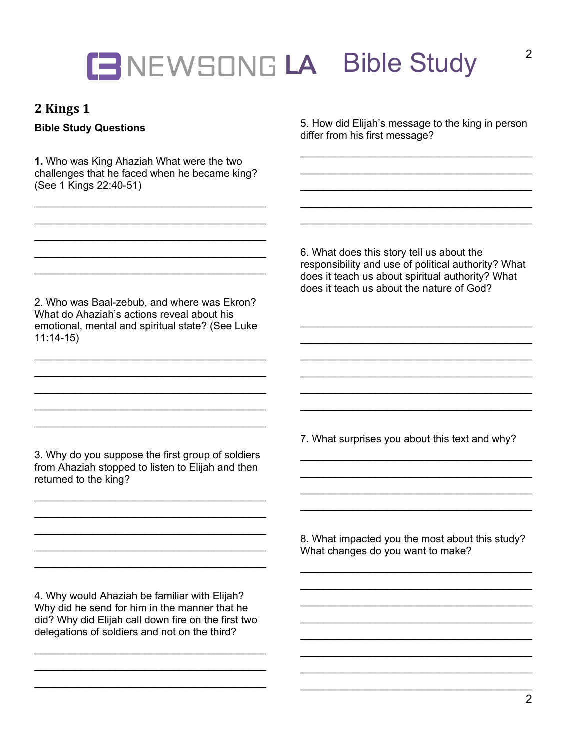# NEWSONG LA Bible Study

## 2 Kings 1

**Bible Study Questions**

**1.** Who was King Ahaziah What were the two challenges that he faced when he became king? (See 1 Kings 22:40-51)

2. Who was Baal-zebub, and where was Ekron? What do Ahaziah's actions reveal about his emotional, mental and spiritual state? (See Luke 11:14-15)

3. Why do you suppose the first group of soldiers from Ahaziah stopped to listen to Elijah and then returned to the king?

4. Why would Ahaziah be familiar with Elijah? Why did he send for him in the manner that he did? Why did Elijah call down fire on the first two delegations of soldiers and not on the third?

5. How did Elijah's message to the king in person differ from his first message?

6. What does this story tell us about the responsibility and use of political authority? What does it teach us about spiritual authority? What does it teach us about the nature of God?

7. What surprises you about this text and why?

8. What impacted you the most about this study? What changes do you want to make?